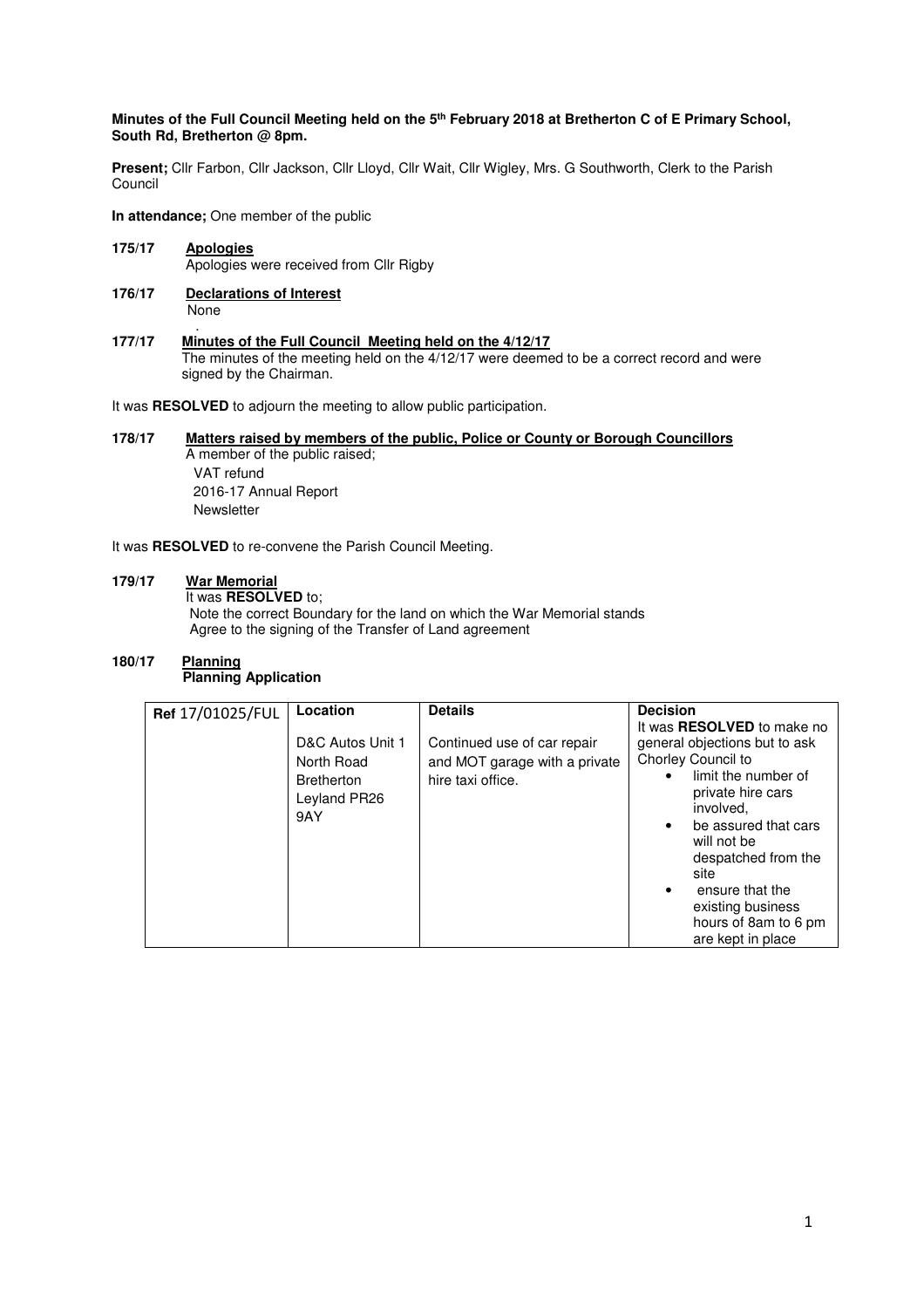**Minutes of the Full Council Meeting held on the 5th February 2018 at Bretherton C of E Primary School, South Rd, Bretherton @ 8pm.**

**Present;** Cllr Farbon, Cllr Jackson, Cllr Lloyd, Cllr Wait, Cllr Wigley, Mrs. G Southworth, Clerk to the Parish Council

**In attendance;** One member of the public

**175/17 Apologies**

Apologies were received from Cllr Rigby

**176/17 Declarations of Interest**

None

**177/17 Minutes of the Full Council Meeting held on the 4/12/17**

The minutes of the meeting held on the 4/12/17 were deemed to be a correct record and were signed by the Chairman.

It was **RESOLVED** to adjourn the meeting to allow public participation.

**178/17 Matters raised by members of the public, Police or County or Borough Councillors**

A member of the public raised;

VAT refund

2016-17 Annual Report

Newsletter

It was **RESOLVED** to re-convene the Parish Council Meeting.

**179/17 War Memorial**

It was **RESOLVED** to;

Note the correct Boundary for the land on which the War Memorial stands

Agree to the signing of the Transfer of Land agreement

**180/17 Planning**

**Planning Application**

| **Ref** 17/01025/FUL | **Location** | **Details** | **Decision** |
|---|---|---|---|
| | D&C Autos Unit 1 North Road Bretherton Leyland PR26 9AY | Continued use of car repair and MOT garage with a private hire taxi office. | It was **RESOLVED** to make no general objections but to ask Chorley Council to<br>• limit the number of private hire cars involved,<br>• be assured that cars will not be despatched from the site<br>• ensure that the existing business hours of 8am to 6 pm are kept in place |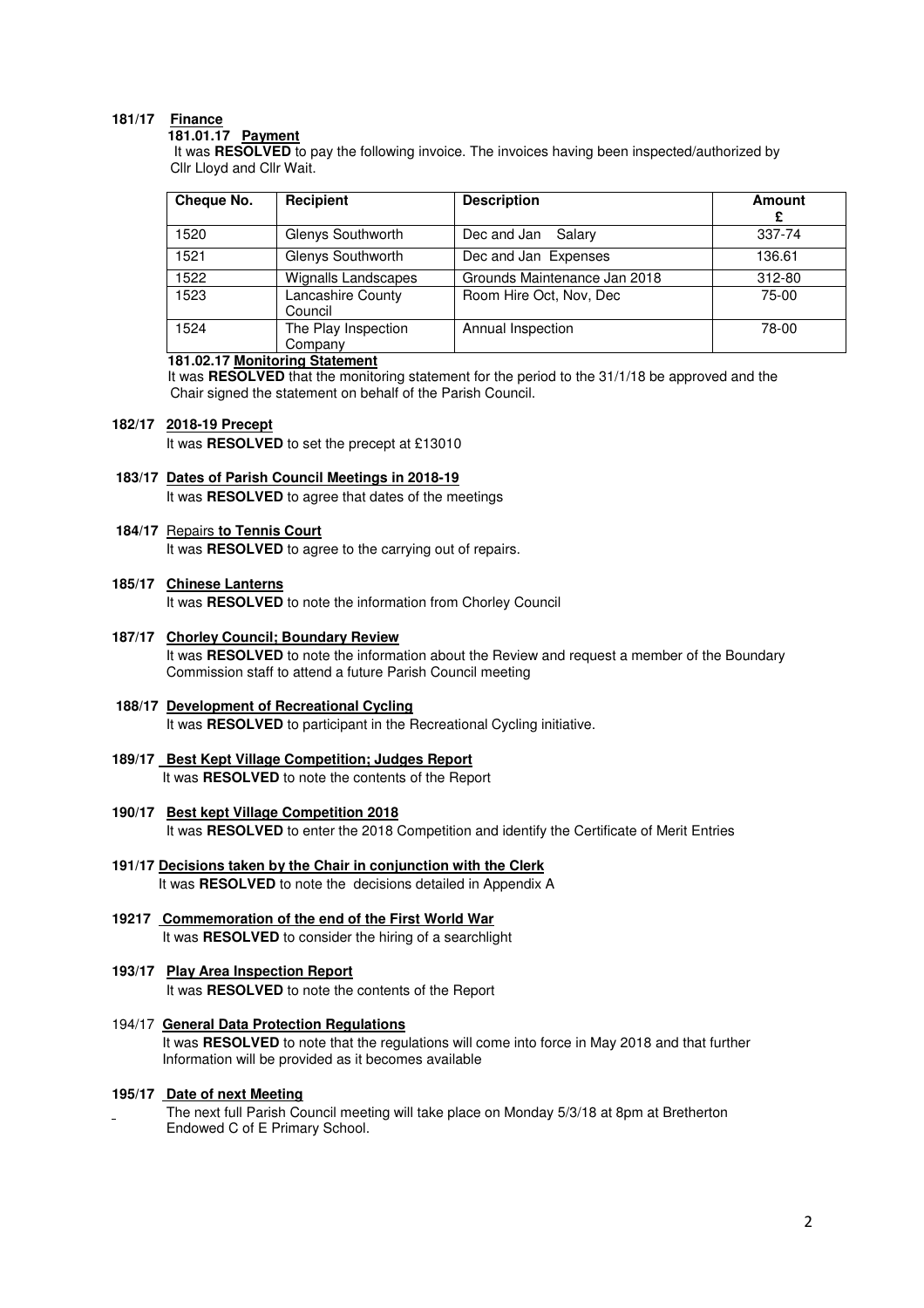**181/17 Finance**

**181.01.17 Payment**

It was **RESOLVED** to pay the following invoice. The invoices having been inspected/authorized by Cllr Lloyd and Cllr Wait.

| Cheque No. | Recipient | Description | Amount £ |
|---|---|---|---|
| 1520 | Glenys Southworth | Dec and Jan Salary | 337-74 |
| 1521 | Glenys Southworth | Dec and Jan Expenses | 136.61 |
| 1522 | Wignalls Landscapes | Grounds Maintenance Jan 2018 | 312-80 |
| 1523 | Lancashire County Council | Room Hire Oct, Nov, Dec | 75-00 |
| 1524 | The Play Inspection Company | Annual Inspection | 78-00 |

**181.02.17 Monitoring Statement**

It was **RESOLVED** that the monitoring statement for the period to the 31/1/18 be approved and the Chair signed the statement on behalf of the Parish Council.

**182/17 2018-19 Precept**

It was **RESOLVED** to set the precept at £13010

**183/17 Dates of Parish Council Meetings in 2018-19**

It was **RESOLVED** to agree that dates of the meetings

**184/17 Repairs to Tennis Court**

It was **RESOLVED** to agree to the carrying out of repairs.

**185/17 Chinese Lanterns**

It was **RESOLVED** to note the information from Chorley Council

**187/17 Chorley Council; Boundary Review**

It was **RESOLVED** to note the information about the Review and request a member of the Boundary Commission staff to attend a future Parish Council meeting

**188/17 Development of Recreational Cycling**

It was **RESOLVED** to participant in the Recreational Cycling initiative.

**189/17 Best Kept Village Competition; Judges Report**

It was **RESOLVED** to note the contents of the Report

**190/17 Best kept Village Competition 2018**

It was **RESOLVED** to enter the 2018 Competition and identify the Certificate of Merit Entries

**191/17 Decisions taken by the Chair in conjunction with the Clerk**

It was **RESOLVED** to note the decisions detailed in Appendix A

**19217 Commemoration of the end of the First World War**

It was **RESOLVED** to consider the hiring of a searchlight

**193/17 Play Area Inspection Report**

It was **RESOLVED** to note the contents of the Report

194/17 **General Data Protection Regulations**

It was **RESOLVED** to note that the regulations will come into force in May 2018 and that further Information will be provided as it becomes available

**195/17 Date of next Meeting**

The next full Parish Council meeting will take place on Monday 5/3/18 at 8pm at Bretherton Endowed C of E Primary School.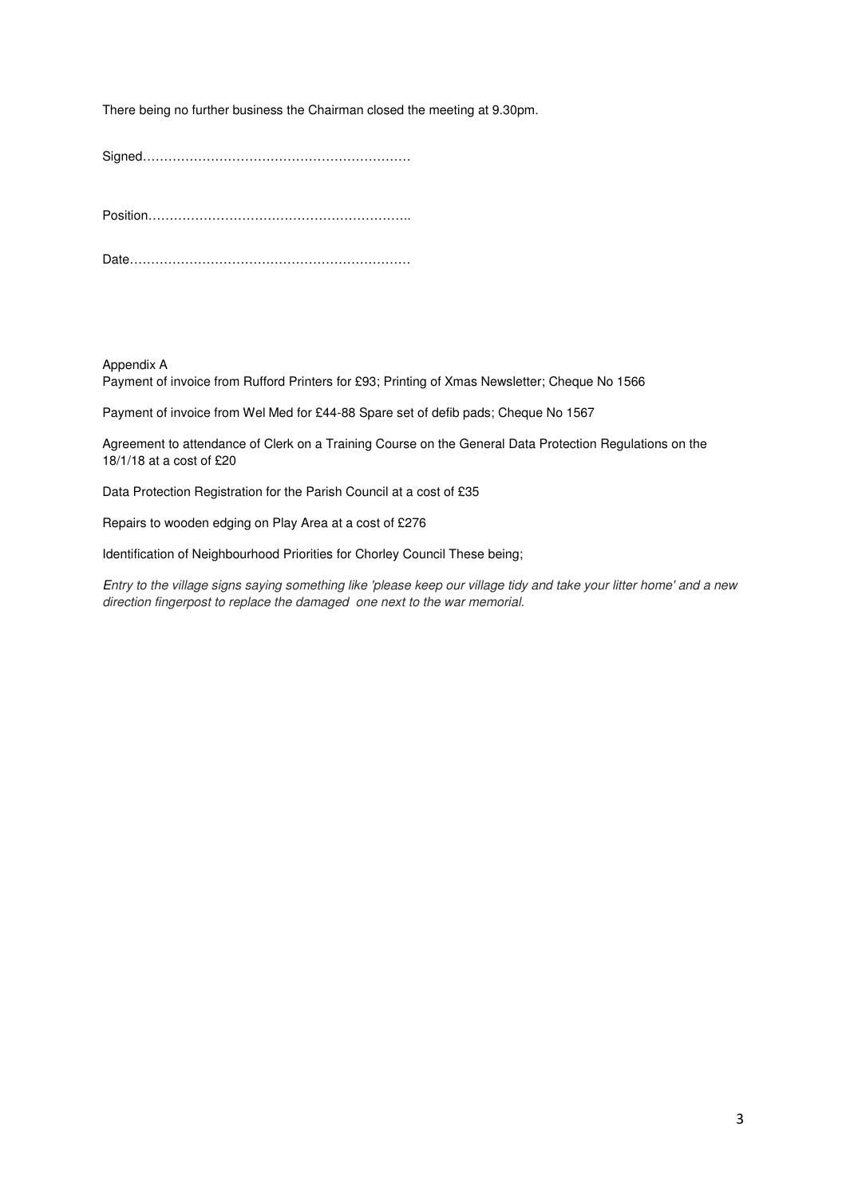There being no further business the Chairman closed the meeting at 9.30pm.

Signed………………………………………………………

Position……………………………………………………..

Date…………………………………………………………

Appendix A
Payment of invoice from Rufford Printers for £93; Printing of Xmas Newsletter; Cheque No 1566

Payment of invoice from Wel Med for £44-88 Spare set of defib pads; Cheque No 1567

Agreement to attendance of Clerk on a Training Course on the General Data Protection Regulations on the 18/1/18 at a cost of £20

Data Protection Registration for the Parish Council at a cost of £35

Repairs to wooden edging on Play Area at a cost of £276

Identification of Neighbourhood Priorities for Chorley Council These being;

*Entry to the village signs saying something like 'please keep our village tidy and take your litter home' and a new direction fingerpost to replace the damaged one next to the war memorial.*